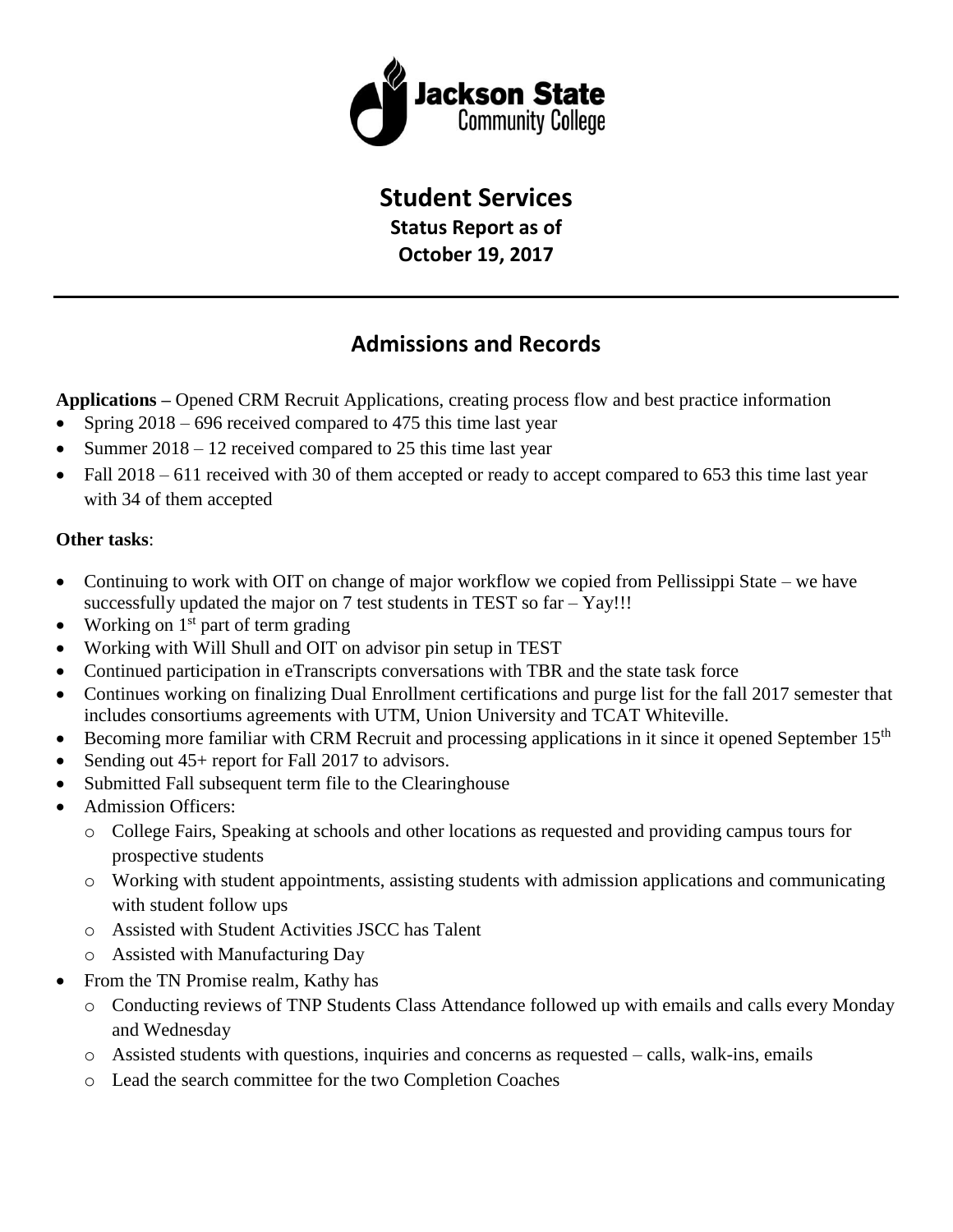# Student Services

**Status Report as of**
**October 19, 2017**

---

## Admissions and Records

**Applications –** Opened CRM Recruit Applications, creating process flow and best practice information

- Spring 2018 – 696 received compared to 475 this time last year
- Summer 2018 – 12 received compared to 25 this time last year
- Fall 2018 – 611 received with 30 of them accepted or ready to accept compared to 653 this time last year with 34 of them accepted

**Other tasks**:

- Continuing to work with OIT on change of major workflow we copied from Pellissippi State – we have successfully updated the major on 7 test students in TEST so far – Yay!!!
- Working on 1st part of term grading
- Working with Will Shull and OIT on advisor pin setup in TEST
- Continued participation in eTranscripts conversations with TBR and the state task force
- Continues working on finalizing Dual Enrollment certifications and purge list for the fall 2017 semester that includes consortiums agreements with UTM, Union University and TCAT Whiteville.
- Becoming more familiar with CRM Recruit and processing applications in it since it opened September 15th
- Sending out 45+ report for Fall 2017 to advisors.
- Submitted Fall subsequent term file to the Clearinghouse
- Admission Officers:
  - College Fairs, Speaking at schools and other locations as requested and providing campus tours for prospective students
  - Working with student appointments, assisting students with admission applications and communicating with student follow ups
  - Assisted with Student Activities JSCC has Talent
  - Assisted with Manufacturing Day
- From the TN Promise realm, Kathy has
  - Conducting reviews of TNP Students Class Attendance followed up with emails and calls every Monday and Wednesday
  - Assisted students with questions, inquiries and concerns as requested – calls, walk-ins, emails
  - Lead the search committee for the two Completion Coaches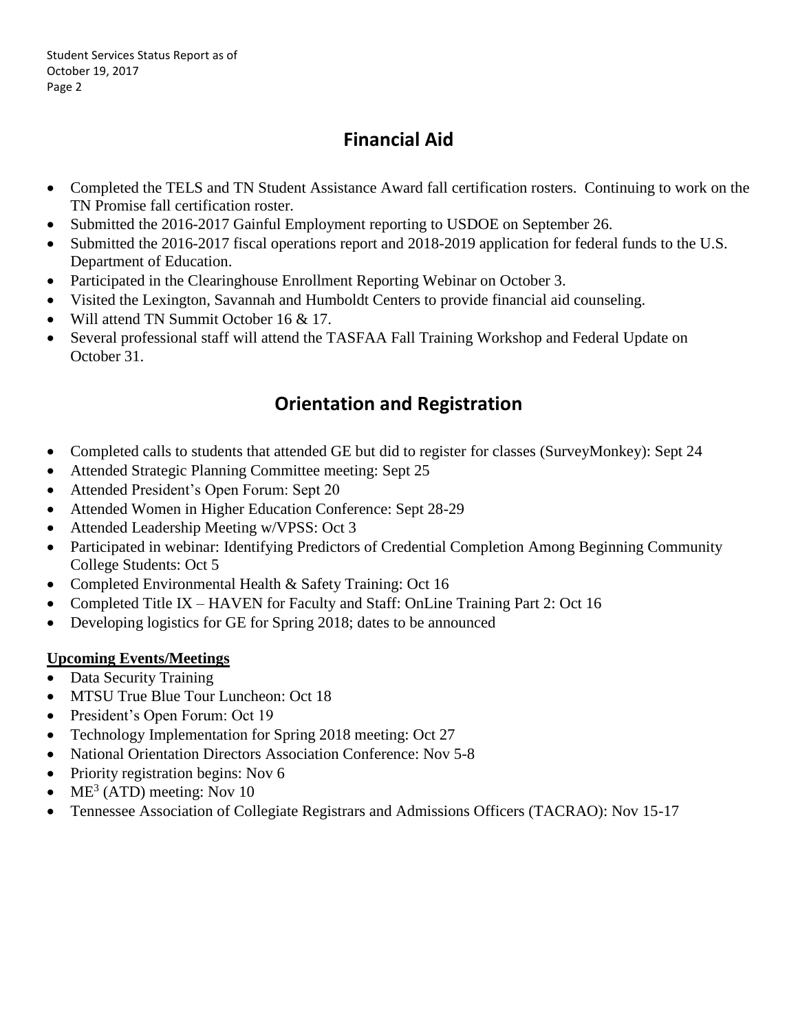## Financial Aid

- Completed the TELS and TN Student Assistance Award fall certification rosters. Continuing to work on the TN Promise fall certification roster.
- Submitted the 2016-2017 Gainful Employment reporting to USDOE on September 26.
- Submitted the 2016-2017 fiscal operations report and 2018-2019 application for federal funds to the U.S. Department of Education.
- Participated in the Clearinghouse Enrollment Reporting Webinar on October 3.
- Visited the Lexington, Savannah and Humboldt Centers to provide financial aid counseling.
- Will attend TN Summit October 16 & 17.
- Several professional staff will attend the TASFAA Fall Training Workshop and Federal Update on October 31.

## Orientation and Registration

- Completed calls to students that attended GE but did to register for classes (SurveyMonkey): Sept 24
- Attended Strategic Planning Committee meeting: Sept 25
- Attended President's Open Forum: Sept 20
- Attended Women in Higher Education Conference: Sept 28-29
- Attended Leadership Meeting w/VPSS: Oct 3
- Participated in webinar: Identifying Predictors of Credential Completion Among Beginning Community College Students: Oct 5
- Completed Environmental Health & Safety Training: Oct 16
- Completed Title IX – HAVEN for Faculty and Staff: OnLine Training Part 2: Oct 16
- Developing logistics for GE for Spring 2018; dates to be announced

**Upcoming Events/Meetings**

- Data Security Training
- MTSU True Blue Tour Luncheon: Oct 18
- President's Open Forum: Oct 19
- Technology Implementation for Spring 2018 meeting: Oct 27
- National Orientation Directors Association Conference: Nov 5-8
- Priority registration begins: Nov 6
- $ME^3$ (ATD) meeting: Nov 10
- Tennessee Association of Collegiate Registrars and Admissions Officers (TACRAO): Nov 15-17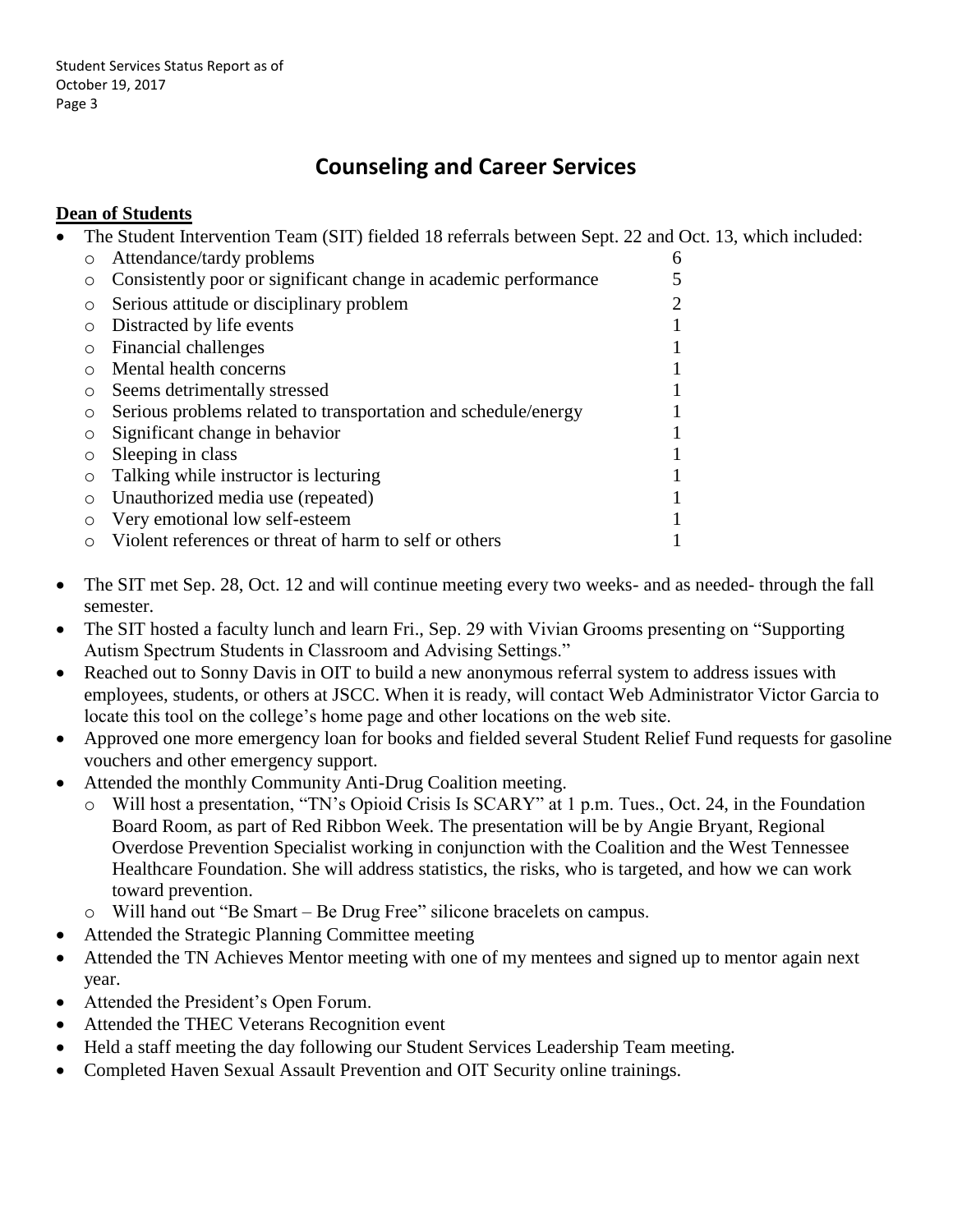# Counseling and Career Services

**Dean of Students**

- The Student Intervention Team (SIT) fielded 18 referrals between Sept. 22 and Oct. 13, which included:
  - Attendance/tardy problems 6
  - Consistently poor or significant change in academic performance 5
  - Serious attitude or disciplinary problem 2
  - Distracted by life events 1
  - Financial challenges 1
  - Mental health concerns 1
  - Seems detrimentally stressed 1
  - Serious problems related to transportation and schedule/energy 1
  - Significant change in behavior 1
  - Sleeping in class 1
  - Talking while instructor is lecturing 1
  - Unauthorized media use (repeated) 1
  - Very emotional low self-esteem 1
  - Violent references or threat of harm to self or others 1
- The SIT met Sep. 28, Oct. 12 and will continue meeting every two weeks- and as needed- through the fall semester.
- The SIT hosted a faculty lunch and learn Fri., Sep. 29 with Vivian Grooms presenting on "Supporting Autism Spectrum Students in Classroom and Advising Settings."
- Reached out to Sonny Davis in OIT to build a new anonymous referral system to address issues with employees, students, or others at JSCC. When it is ready, will contact Web Administrator Victor Garcia to locate this tool on the college's home page and other locations on the web site.
- Approved one more emergency loan for books and fielded several Student Relief Fund requests for gasoline vouchers and other emergency support.
- Attended the monthly Community Anti-Drug Coalition meeting.
  - Will host a presentation, "TN's Opioid Crisis Is SCARY" at 1 p.m. Tues., Oct. 24, in the Foundation Board Room, as part of Red Ribbon Week. The presentation will be by Angie Bryant, Regional Overdose Prevention Specialist working in conjunction with the Coalition and the West Tennessee Healthcare Foundation. She will address statistics, the risks, who is targeted, and how we can work toward prevention.
  - Will hand out "Be Smart – Be Drug Free" silicone bracelets on campus.
- Attended the Strategic Planning Committee meeting
- Attended the TN Achieves Mentor meeting with one of my mentees and signed up to mentor again next year.
- Attended the President's Open Forum.
- Attended the THEC Veterans Recognition event
- Held a staff meeting the day following our Student Services Leadership Team meeting.
- Completed Haven Sexual Assault Prevention and OIT Security online trainings.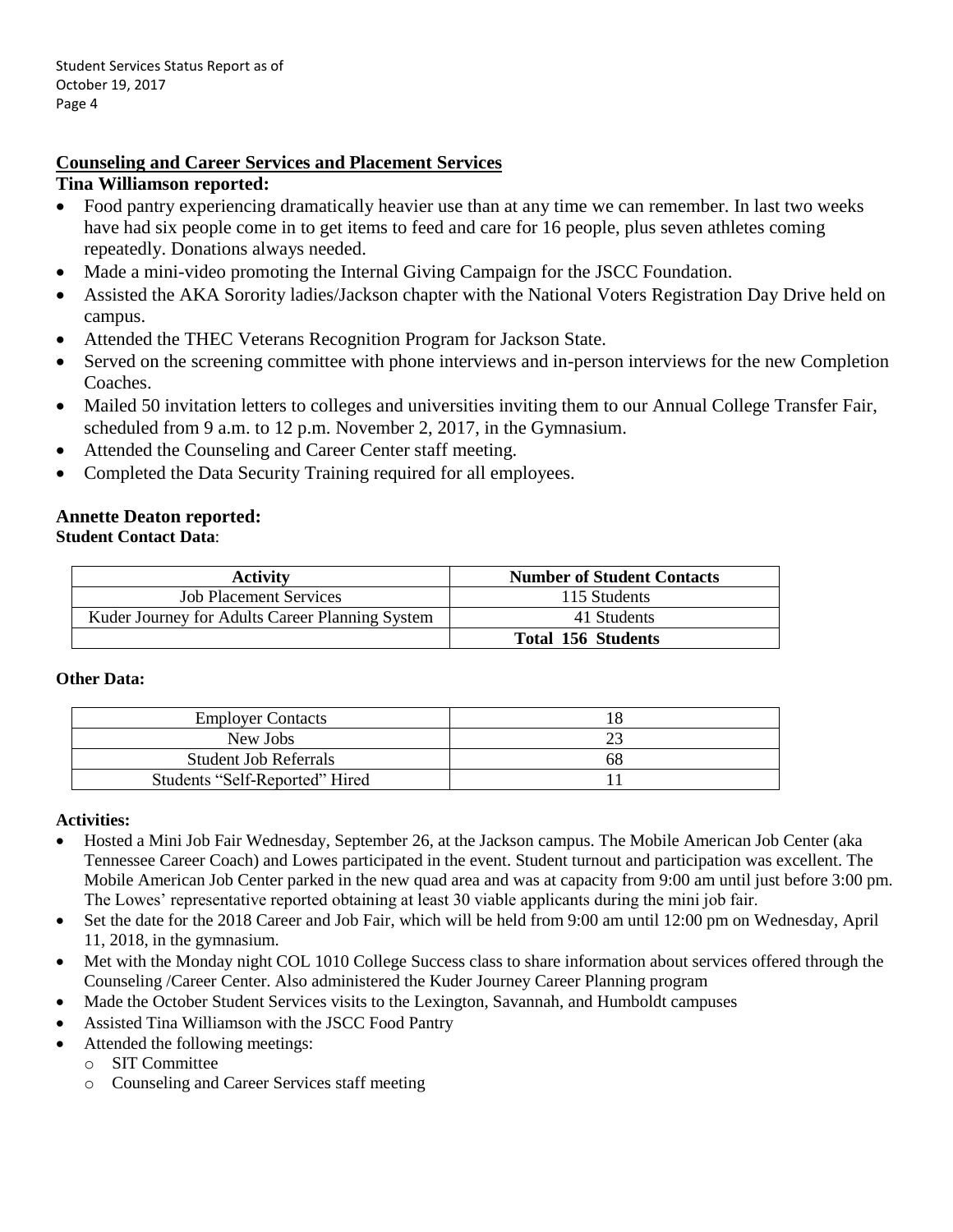## Counseling and Career Services and Placement Services

**Tina Williamson reported:**

- Food pantry experiencing dramatically heavier use than at any time we can remember. In last two weeks have had six people come in to get items to feed and care for 16 people, plus seven athletes coming repeatedly. Donations always needed.
- Made a mini-video promoting the Internal Giving Campaign for the JSCC Foundation.
- Assisted the AKA Sorority ladies/Jackson chapter with the National Voters Registration Day Drive held on campus.
- Attended the THEC Veterans Recognition Program for Jackson State.
- Served on the screening committee with phone interviews and in-person interviews for the new Completion Coaches.
- Mailed 50 invitation letters to colleges and universities inviting them to our Annual College Transfer Fair, scheduled from 9 a.m. to 12 p.m. November 2, 2017, in the Gymnasium.
- Attended the Counseling and Career Center staff meeting.
- Completed the Data Security Training required for all employees.

**Annette Deaton reported:**

**Student Contact Data**:

| Activity | Number of Student Contacts |
|---|---|
| Job Placement Services | 115 Students |
| Kuder Journey for Adults Career Planning System | 41 Students |
| | **Total 156 Students** |

**Other Data:**

| | |
|---|---|
| Employer Contacts | 18 |
| New Jobs | 23 |
| Student Job Referrals | 68 |
| Students "Self-Reported" Hired | 11 |

**Activities:**

- Hosted a Mini Job Fair Wednesday, September 26, at the Jackson campus. The Mobile American Job Center (aka Tennessee Career Coach) and Lowes participated in the event. Student turnout and participation was excellent. The Mobile American Job Center parked in the new quad area and was at capacity from 9:00 am until just before 3:00 pm. The Lowes' representative reported obtaining at least 30 viable applicants during the mini job fair.
- Set the date for the 2018 Career and Job Fair, which will be held from 9:00 am until 12:00 pm on Wednesday, April 11, 2018, in the gymnasium.
- Met with the Monday night COL 1010 College Success class to share information about services offered through the Counseling /Career Center. Also administered the Kuder Journey Career Planning program
- Made the October Student Services visits to the Lexington, Savannah, and Humboldt campuses
- Assisted Tina Williamson with the JSCC Food Pantry
- Attended the following meetings:
  - SIT Committee
  - Counseling and Career Services staff meeting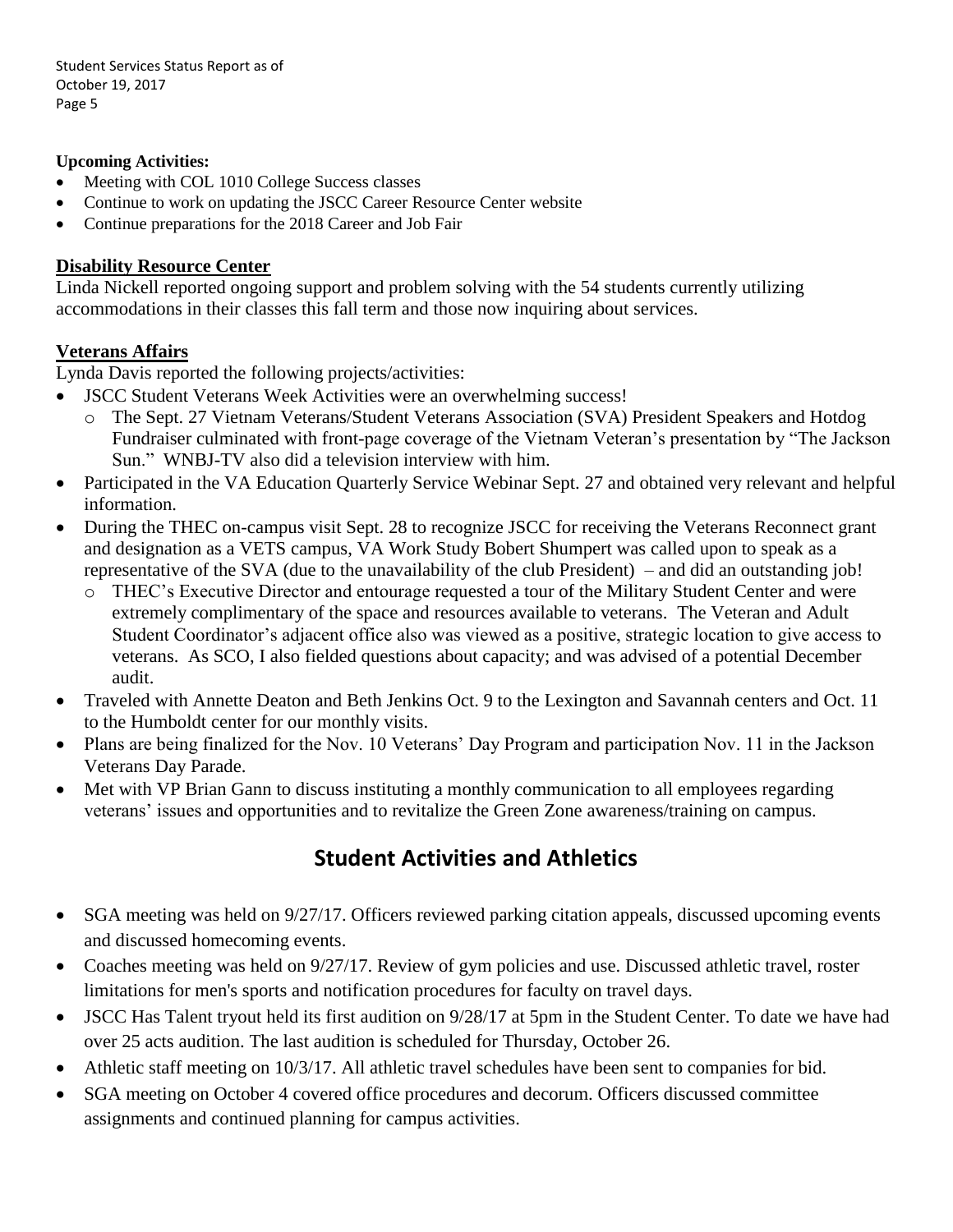**Upcoming Activities:**

- Meeting with COL 1010 College Success classes
- Continue to work on updating the JSCC Career Resource Center website
- Continue preparations for the 2018 Career and Job Fair

**Disability Resource Center**

Linda Nickell reported ongoing support and problem solving with the 54 students currently utilizing accommodations in their classes this fall term and those now inquiring about services.

**Veterans Affairs**

Lynda Davis reported the following projects/activities:

- JSCC Student Veterans Week Activities were an overwhelming success!
  - The Sept. 27 Vietnam Veterans/Student Veterans Association (SVA) President Speakers and Hotdog Fundraiser culminated with front-page coverage of the Vietnam Veteran's presentation by "The Jackson Sun." WNBJ-TV also did a television interview with him.
- Participated in the VA Education Quarterly Service Webinar Sept. 27 and obtained very relevant and helpful information.
- During the THEC on-campus visit Sept. 28 to recognize JSCC for receiving the Veterans Reconnect grant and designation as a VETS campus, VA Work Study Bobert Shumpert was called upon to speak as a representative of the SVA (due to the unavailability of the club President) – and did an outstanding job!
  - THEC's Executive Director and entourage requested a tour of the Military Student Center and were extremely complimentary of the space and resources available to veterans. The Veteran and Adult Student Coordinator's adjacent office also was viewed as a positive, strategic location to give access to veterans. As SCO, I also fielded questions about capacity; and was advised of a potential December audit.
- Traveled with Annette Deaton and Beth Jenkins Oct. 9 to the Lexington and Savannah centers and Oct. 11 to the Humboldt center for our monthly visits.
- Plans are being finalized for the Nov. 10 Veterans' Day Program and participation Nov. 11 in the Jackson Veterans Day Parade.
- Met with VP Brian Gann to discuss instituting a monthly communication to all employees regarding veterans' issues and opportunities and to revitalize the Green Zone awareness/training on campus.

## Student Activities and Athletics

- SGA meeting was held on 9/27/17. Officers reviewed parking citation appeals, discussed upcoming events and discussed homecoming events.
- Coaches meeting was held on 9/27/17. Review of gym policies and use. Discussed athletic travel, roster limitations for men's sports and notification procedures for faculty on travel days.
- JSCC Has Talent tryout held its first audition on 9/28/17 at 5pm in the Student Center. To date we have had over 25 acts audition. The last audition is scheduled for Thursday, October 26.
- Athletic staff meeting on 10/3/17. All athletic travel schedules have been sent to companies for bid.
- SGA meeting on October 4 covered office procedures and decorum. Officers discussed committee assignments and continued planning for campus activities.